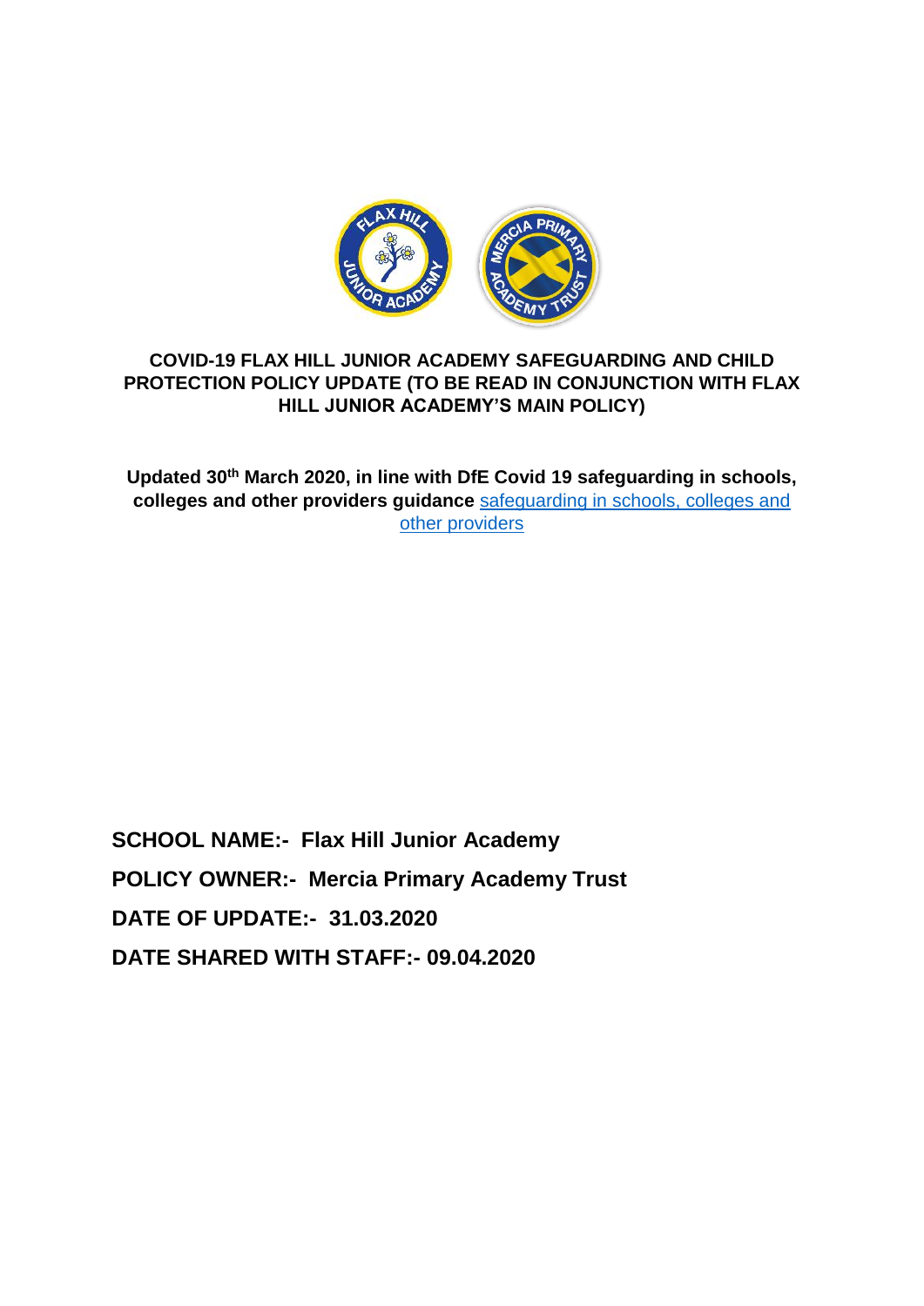# COVID-19 FLAX HILL JUNIOR ACADEMY SAFEGUARDING AND CHILD PROTECTION POLICY UPDATE (TO BE READ IN CONJUNCTION WITH FLAX HILL JUNIOR ACADEMY'S MAIN POLICY)

**Updated 30th March 2020, in line with DfE Covid 19 safeguarding in schools, colleges and other providers guidance** [safeguarding in schools, colleges and other providers]

**SCHOOL NAME:- Flax Hill Junior Academy**

**POLICY OWNER:- Mercia Primary Academy Trust**

**DATE OF UPDATE:- 31.03.2020**

**DATE SHARED WITH STAFF:- 09.04.2020**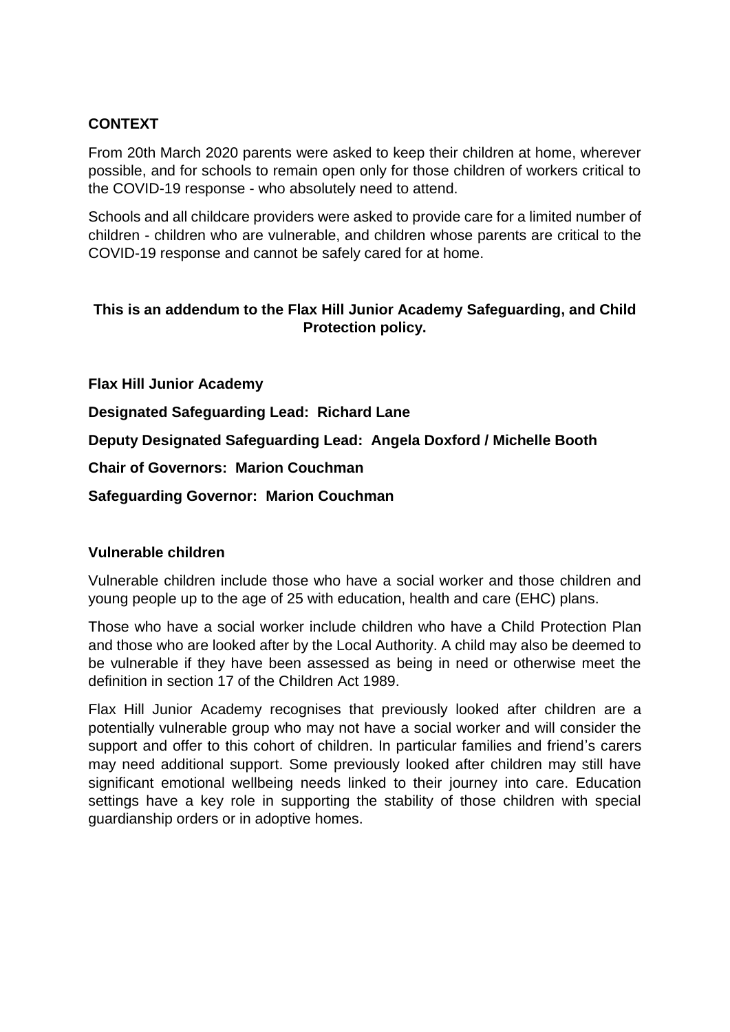## CONTEXT

From 20th March 2020 parents were asked to keep their children at home, wherever possible, and for schools to remain open only for those children of workers critical to the COVID-19 response - who absolutely need to attend.

Schools and all childcare providers were asked to provide care for a limited number of children - children who are vulnerable, and children whose parents are critical to the COVID-19 response and cannot be safely cared for at home.

**This is an addendum to the Flax Hill Junior Academy Safeguarding, and Child Protection policy.**

**Flax Hill Junior Academy**

**Designated Safeguarding Lead: Richard Lane**

**Deputy Designated Safeguarding Lead: Angela Doxford / Michelle Booth**

**Chair of Governors: Marion Couchman**

**Safeguarding Governor: Marion Couchman**

## Vulnerable children

Vulnerable children include those who have a social worker and those children and young people up to the age of 25 with education, health and care (EHC) plans.

Those who have a social worker include children who have a Child Protection Plan and those who are looked after by the Local Authority. A child may also be deemed to be vulnerable if they have been assessed as being in need or otherwise meet the definition in section 17 of the Children Act 1989.

Flax Hill Junior Academy recognises that previously looked after children are a potentially vulnerable group who may not have a social worker and will consider the support and offer to this cohort of children. In particular families and friend's carers may need additional support. Some previously looked after children may still have significant emotional wellbeing needs linked to their journey into care. Education settings have a key role in supporting the stability of those children with special guardianship orders or in adoptive homes.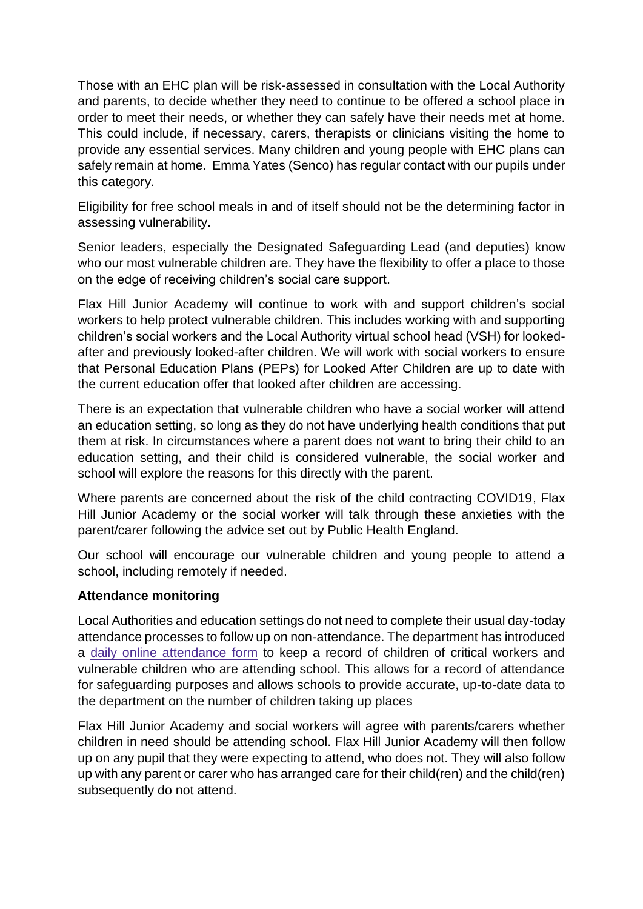Those with an EHC plan will be risk-assessed in consultation with the Local Authority and parents, to decide whether they need to continue to be offered a school place in order to meet their needs, or whether they can safely have their needs met at home. This could include, if necessary, carers, therapists or clinicians visiting the home to provide any essential services. Many children and young people with EHC plans can safely remain at home. Emma Yates (Senco) has regular contact with our pupils under this category.

Eligibility for free school meals in and of itself should not be the determining factor in assessing vulnerability.

Senior leaders, especially the Designated Safeguarding Lead (and deputies) know who our most vulnerable children are. They have the flexibility to offer a place to those on the edge of receiving children's social care support.

Flax Hill Junior Academy will continue to work with and support children's social workers to help protect vulnerable children. This includes working with and supporting children's social workers and the Local Authority virtual school head (VSH) for looked-after and previously looked-after children. We will work with social workers to ensure that Personal Education Plans (PEPs) for Looked After Children are up to date with the current education offer that looked after children are accessing.

There is an expectation that vulnerable children who have a social worker will attend an education setting, so long as they do not have underlying health conditions that put them at risk. In circumstances where a parent does not want to bring their child to an education setting, and their child is considered vulnerable, the social worker and school will explore the reasons for this directly with the parent.

Where parents are concerned about the risk of the child contracting COVID19, Flax Hill Junior Academy or the social worker will talk through these anxieties with the parent/carer following the advice set out by Public Health England.

Our school will encourage our vulnerable children and young people to attend a school, including remotely if needed.

**Attendance monitoring**

Local Authorities and education settings do not need to complete their usual day-today attendance processes to follow up on non-attendance. The department has introduced a daily online attendance form to keep a record of children of critical workers and vulnerable children who are attending school. This allows for a record of attendance for safeguarding purposes and allows schools to provide accurate, up-to-date data to the department on the number of children taking up places

Flax Hill Junior Academy and social workers will agree with parents/carers whether children in need should be attending school. Flax Hill Junior Academy will then follow up on any pupil that they were expecting to attend, who does not. They will also follow up with any parent or carer who has arranged care for their child(ren) and the child(ren) subsequently do not attend.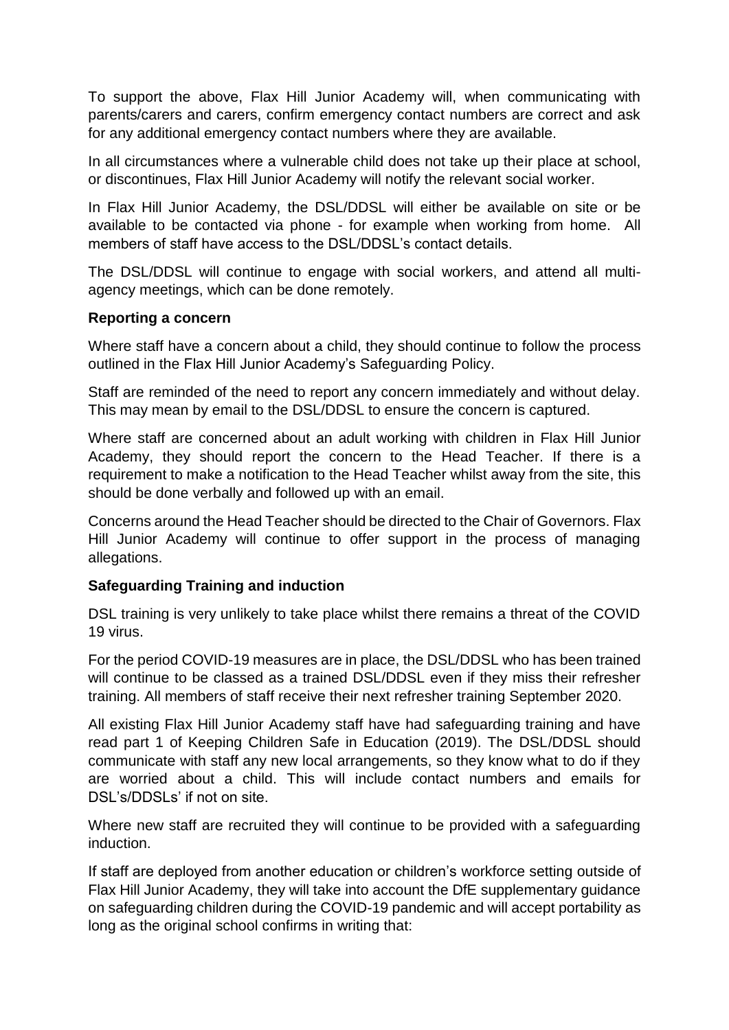To support the above, Flax Hill Junior Academy will, when communicating with parents/carers and carers, confirm emergency contact numbers are correct and ask for any additional emergency contact numbers where they are available.

In all circumstances where a vulnerable child does not take up their place at school, or discontinues, Flax Hill Junior Academy will notify the relevant social worker.

In Flax Hill Junior Academy, the DSL/DDSL will either be available on site or be available to be contacted via phone - for example when working from home. All members of staff have access to the DSL/DDSL's contact details.

The DSL/DDSL will continue to engage with social workers, and attend all multi-agency meetings, which can be done remotely.

**Reporting a concern**

Where staff have a concern about a child, they should continue to follow the process outlined in the Flax Hill Junior Academy's Safeguarding Policy.

Staff are reminded of the need to report any concern immediately and without delay. This may mean by email to the DSL/DDSL to ensure the concern is captured.

Where staff are concerned about an adult working with children in Flax Hill Junior Academy, they should report the concern to the Head Teacher. If there is a requirement to make a notification to the Head Teacher whilst away from the site, this should be done verbally and followed up with an email.

Concerns around the Head Teacher should be directed to the Chair of Governors. Flax Hill Junior Academy will continue to offer support in the process of managing allegations.

**Safeguarding Training and induction**

DSL training is very unlikely to take place whilst there remains a threat of the COVID 19 virus.

For the period COVID-19 measures are in place, the DSL/DDSL who has been trained will continue to be classed as a trained DSL/DDSL even if they miss their refresher training. All members of staff receive their next refresher training September 2020.

All existing Flax Hill Junior Academy staff have had safeguarding training and have read part 1 of Keeping Children Safe in Education (2019). The DSL/DDSL should communicate with staff any new local arrangements, so they know what to do if they are worried about a child. This will include contact numbers and emails for DSL's/DDSLs' if not on site.

Where new staff are recruited they will continue to be provided with a safeguarding induction.

If staff are deployed from another education or children's workforce setting outside of Flax Hill Junior Academy, they will take into account the DfE supplementary guidance on safeguarding children during the COVID-19 pandemic and will accept portability as long as the original school confirms in writing that: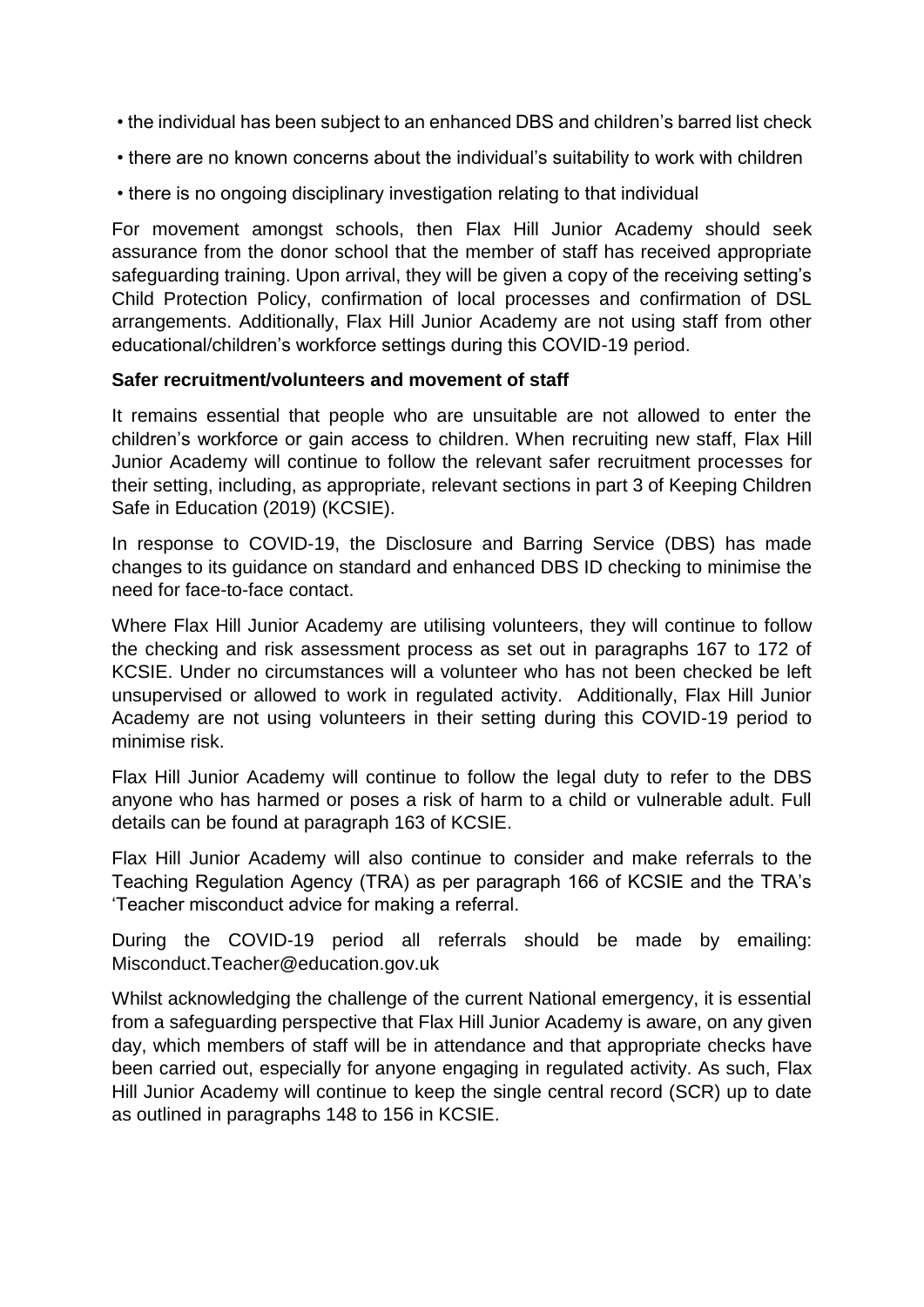- the individual has been subject to an enhanced DBS and children's barred list check
- there are no known concerns about the individual's suitability to work with children
- there is no ongoing disciplinary investigation relating to that individual

For movement amongst schools, then Flax Hill Junior Academy should seek assurance from the donor school that the member of staff has received appropriate safeguarding training. Upon arrival, they will be given a copy of the receiving setting's Child Protection Policy, confirmation of local processes and confirmation of DSL arrangements. Additionally, Flax Hill Junior Academy are not using staff from other educational/children's workforce settings during this COVID-19 period.

**Safer recruitment/volunteers and movement of staff**

It remains essential that people who are unsuitable are not allowed to enter the children's workforce or gain access to children. When recruiting new staff, Flax Hill Junior Academy will continue to follow the relevant safer recruitment processes for their setting, including, as appropriate, relevant sections in part 3 of Keeping Children Safe in Education (2019) (KCSIE).

In response to COVID-19, the Disclosure and Barring Service (DBS) has made changes to its guidance on standard and enhanced DBS ID checking to minimise the need for face-to-face contact.

Where Flax Hill Junior Academy are utilising volunteers, they will continue to follow the checking and risk assessment process as set out in paragraphs 167 to 172 of KCSIE. Under no circumstances will a volunteer who has not been checked be left unsupervised or allowed to work in regulated activity. Additionally, Flax Hill Junior Academy are not using volunteers in their setting during this COVID-19 period to minimise risk.

Flax Hill Junior Academy will continue to follow the legal duty to refer to the DBS anyone who has harmed or poses a risk of harm to a child or vulnerable adult. Full details can be found at paragraph 163 of KCSIE.

Flax Hill Junior Academy will also continue to consider and make referrals to the Teaching Regulation Agency (TRA) as per paragraph 166 of KCSIE and the TRA's 'Teacher misconduct advice for making a referral.

During the COVID-19 period all referrals should be made by emailing: Misconduct.Teacher@education.gov.uk

Whilst acknowledging the challenge of the current National emergency, it is essential from a safeguarding perspective that Flax Hill Junior Academy is aware, on any given day, which members of staff will be in attendance and that appropriate checks have been carried out, especially for anyone engaging in regulated activity. As such, Flax Hill Junior Academy will continue to keep the single central record (SCR) up to date as outlined in paragraphs 148 to 156 in KCSIE.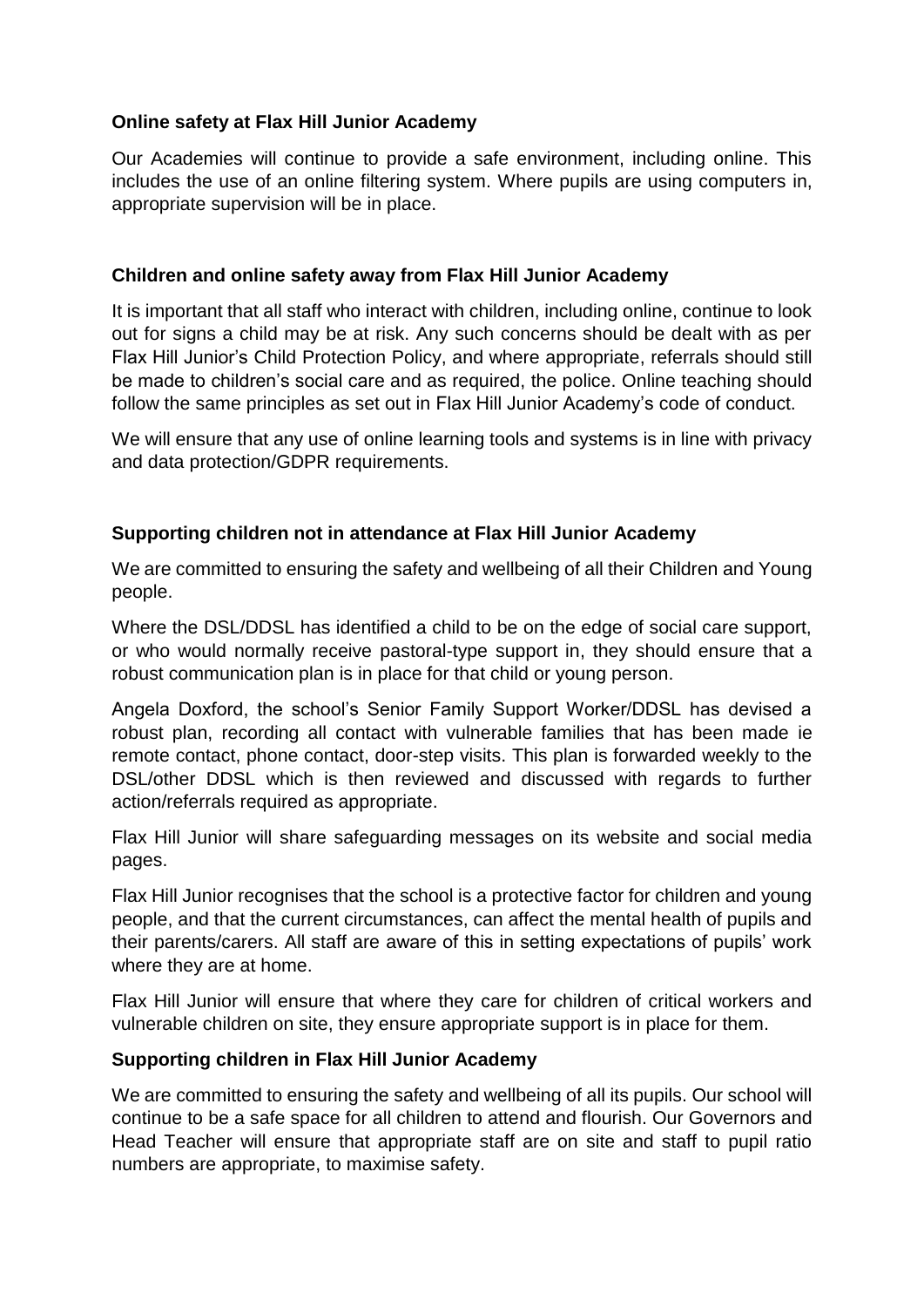**Online safety at Flax Hill Junior Academy**

Our Academies will continue to provide a safe environment, including online. This includes the use of an online filtering system. Where pupils are using computers in, appropriate supervision will be in place.

**Children and online safety away from Flax Hill Junior Academy**

It is important that all staff who interact with children, including online, continue to look out for signs a child may be at risk. Any such concerns should be dealt with as per Flax Hill Junior's Child Protection Policy, and where appropriate, referrals should still be made to children's social care and as required, the police. Online teaching should follow the same principles as set out in Flax Hill Junior Academy's code of conduct.

We will ensure that any use of online learning tools and systems is in line with privacy and data protection/GDPR requirements.

**Supporting children not in attendance at Flax Hill Junior Academy**

We are committed to ensuring the safety and wellbeing of all their Children and Young people.

Where the DSL/DDSL has identified a child to be on the edge of social care support, or who would normally receive pastoral-type support in, they should ensure that a robust communication plan is in place for that child or young person.

Angela Doxford, the school's Senior Family Support Worker/DDSL has devised a robust plan, recording all contact with vulnerable families that has been made ie remote contact, phone contact, door-step visits. This plan is forwarded weekly to the DSL/other DDSL which is then reviewed and discussed with regards to further action/referrals required as appropriate.

Flax Hill Junior will share safeguarding messages on its website and social media pages.

Flax Hill Junior recognises that the school is a protective factor for children and young people, and that the current circumstances, can affect the mental health of pupils and their parents/carers. All staff are aware of this in setting expectations of pupils' work where they are at home.

Flax Hill Junior will ensure that where they care for children of critical workers and vulnerable children on site, they ensure appropriate support is in place for them.

**Supporting children in Flax Hill Junior Academy**

We are committed to ensuring the safety and wellbeing of all its pupils. Our school will continue to be a safe space for all children to attend and flourish. Our Governors and Head Teacher will ensure that appropriate staff are on site and staff to pupil ratio numbers are appropriate, to maximise safety.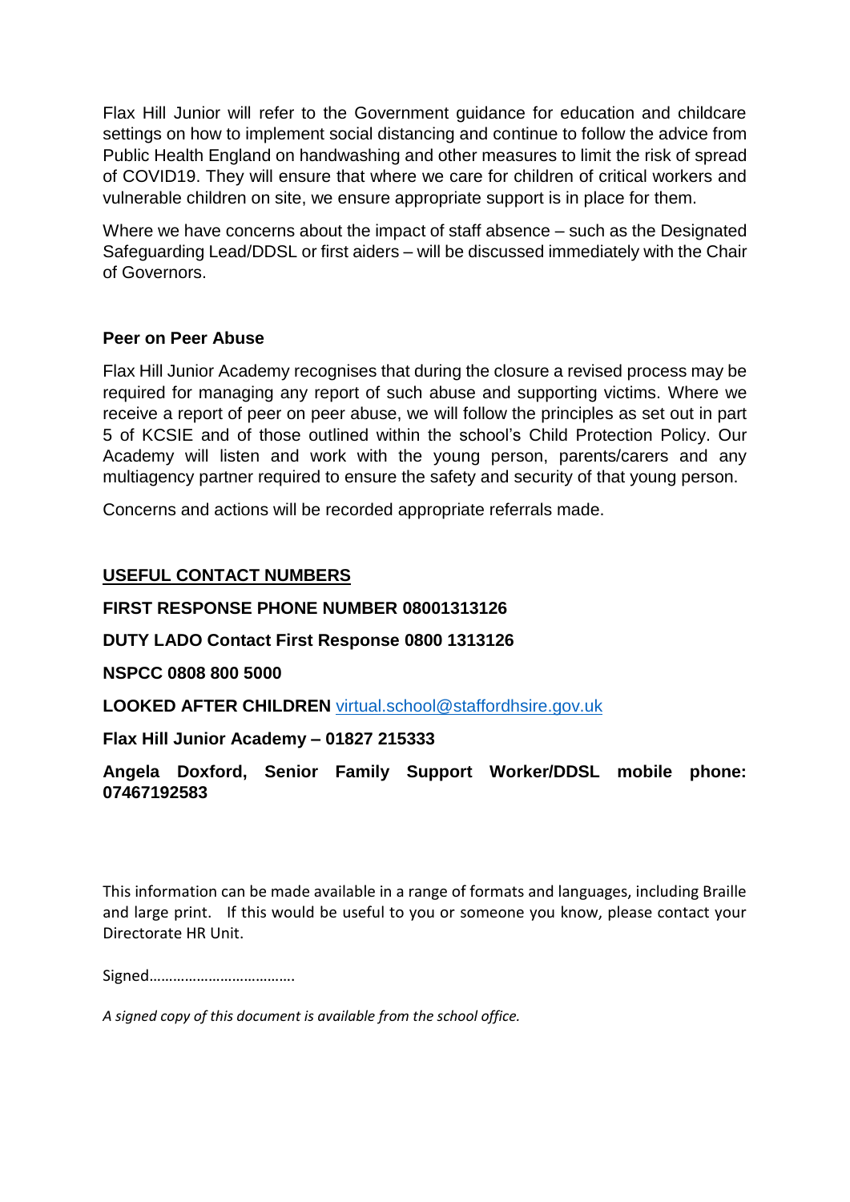Flax Hill Junior will refer to the Government guidance for education and childcare settings on how to implement social distancing and continue to follow the advice from Public Health England on handwashing and other measures to limit the risk of spread of COVID19. They will ensure that where we care for children of critical workers and vulnerable children on site, we ensure appropriate support is in place for them.

Where we have concerns about the impact of staff absence – such as the Designated Safeguarding Lead/DDSL or first aiders – will be discussed immediately with the Chair of Governors.

**Peer on Peer Abuse**

Flax Hill Junior Academy recognises that during the closure a revised process may be required for managing any report of such abuse and supporting victims. Where we receive a report of peer on peer abuse, we will follow the principles as set out in part 5 of KCSIE and of those outlined within the school's Child Protection Policy. Our Academy will listen and work with the young person, parents/carers and any multiagency partner required to ensure the safety and security of that young person.

Concerns and actions will be recorded appropriate referrals made.

**USEFUL CONTACT NUMBERS**

**FIRST RESPONSE PHONE NUMBER 08001313126**

**DUTY LADO Contact First Response 0800 1313126**

**NSPCC 0808 800 5000**

**LOOKED AFTER CHILDREN** virtual.school@staffordhsire.gov.uk

**Flax Hill Junior Academy – 01827 215333**

**Angela Doxford, Senior Family Support Worker/DDSL mobile phone: 07467192583**

This information can be made available in a range of formats and languages, including Braille and large print. If this would be useful to you or someone you know, please contact your Directorate HR Unit.

Signed……………………………….

*A signed copy of this document is available from the school office.*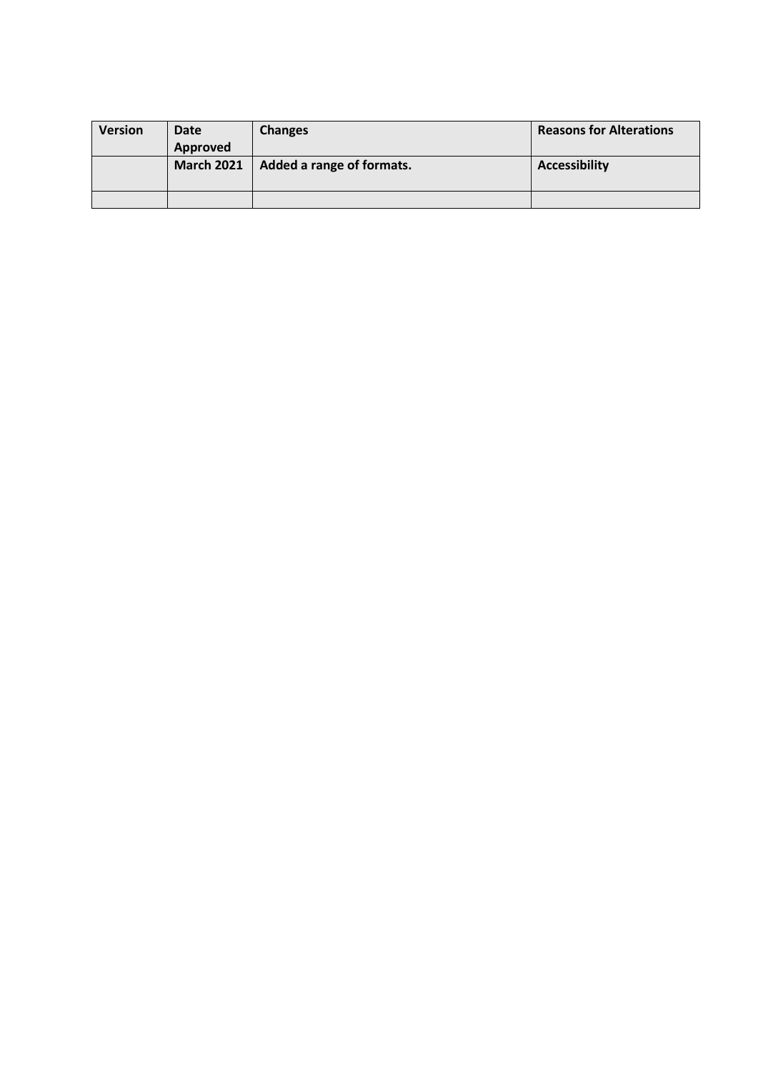| Version | Date Approved | Changes | Reasons for Alterations |
|---|---|---|---|
| | **March 2021** | **Added a range of formats.** | **Accessibility** |
| | | | |